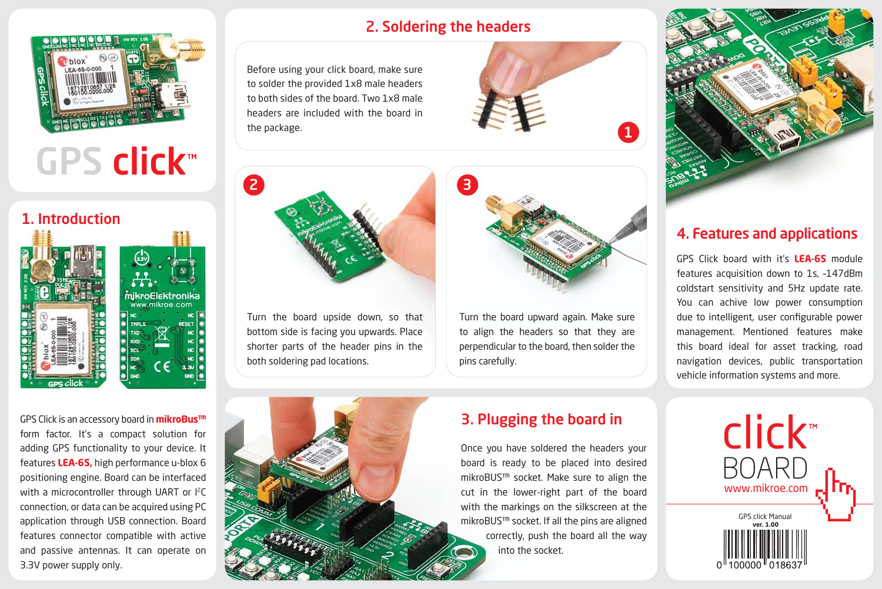# GPS click™

## 1. Introduction

GPS Click is an accessory board in **mikroBus™** form factor. It's a compact solution for adding GPS functionality to your device. It features **LEA-6S,** high performance u-blox 6 positioning engine. Board can be interfaced with a microcontroller through UART or I²C connection, or data can be acquired using PC application through USB connection. Board features connector compatible with active and passive antennas. It can operate on 3.3V power supply only.

## 2. Soldering the headers

Before using your click board, make sure to solder the provided 1x8 male headers to both sides of the board. Two 1x8 male headers are included with the board in the package.

1

2

Turn the board upside down, so that bottom side is facing you upwards. Place shorter parts of the header pins in the both soldering pad locations.

3

Turn the board upward again. Make sure to align the headers so that they are perpendicular to the board, then solder the pins carefully.

## 3. Plugging the board in

Once you have soldered the headers your board is ready to be placed into desired mikroBUS™ socket. Make sure to align the cut in the lower-right part of the board with the markings on the silkscreen at the mikroBUS™ socket. If all the pins are aligned correctly, push the board all the way into the socket.

## 4. Features and applications

GPS Click board with it's **LEA-6S** module features acquisition down to 1s, -147dBm coldstart sensitivity and 5Hz update rate. You can achive low power consumption due to intelligent, user configurable power management. Mentioned features make this board ideal for asset tracking, road navigation devices, public transportation vehicle information systems and more.

click™ BOARD
www.mikroe.com

GPS click Manual
**ver. 1.00**

0 100000 018637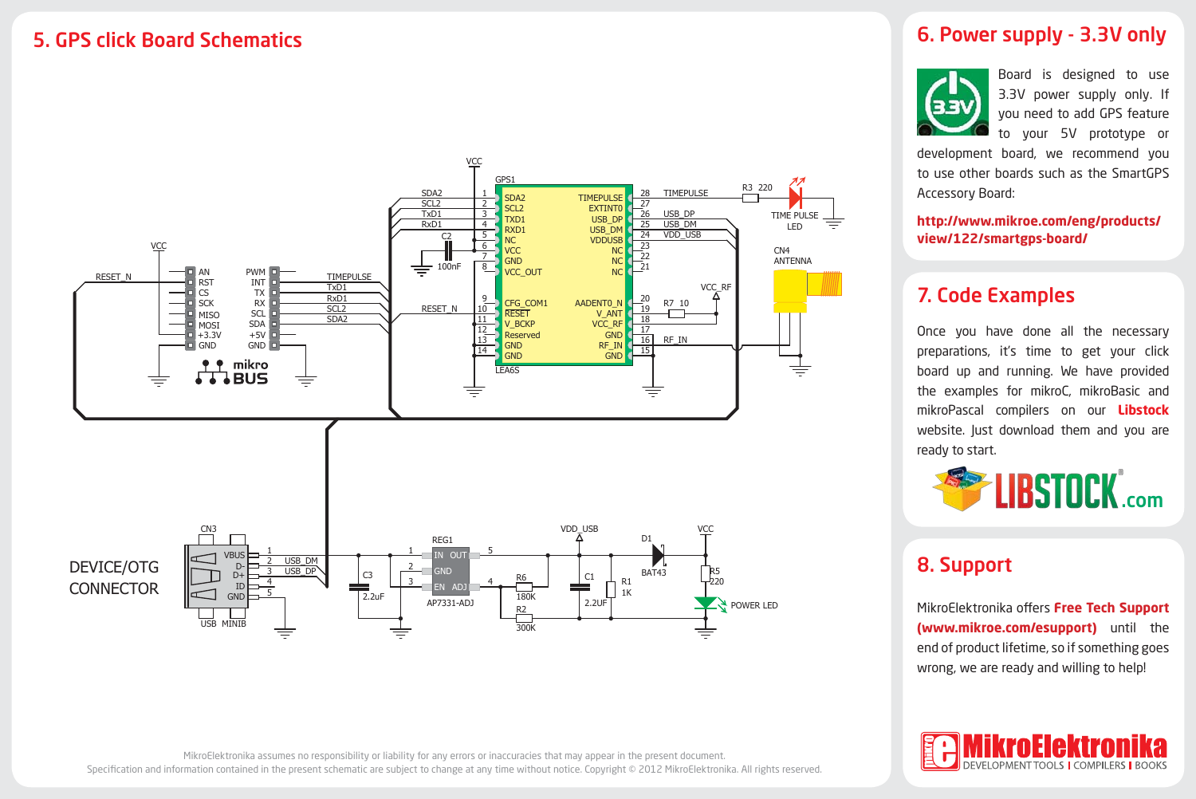## 5. GPS click Board Schematics

GPS1
LEA6S

SDA2, SCL2, TXD1, RXD1, NC, VCC, GND, VCC_OUT, CFG_COM1, RESET, V_BCKP, Reserved, GND, GND

TIMEPULSE, EXTINT0, USB_DP, USB_DM, VDDUSB, NC, NC, NC, AADENT0_N, V_ANT, VCC_RF, GND, RF_IN, GND

R3 220
TIME PULSE LED
CN4 ANTENNA
R7 10
VCC_RF
C2 100nF

AN, RST, CS, SCK, MISO, MOSI, +3.3V, GND
PWM, INT, TX, RX, SCL, SDA, +5V, GND
mikroBUS

DEVICE/OTG CONNECTOR
CN3
VBUS, D-, D+, ID, GND
USB MINIB
C3 2.2uF
REG1 AP7331-ADJ
IN, OUT, GND, EN, ADJ
R6 180K
R2 300K
C1 2.2UF
R1 1K
D1 BAT43
R5 220
POWER LED
VDD_USB
VCC

MikroElektronika assumes no responsibility or liability for any errors or inaccuracies that may appear in the present document.
Specification and information contained in the present schematic are subject to change at any time without notice. Copyright © 2012 MikroElektronika. All rights reserved.

## 6. Power supply - 3.3V only

Board is designed to use 3.3V power supply only. If you need to add GPS feature to your 5V prototype or development board, we recommend you to use other boards such as the SmartGPS Accessory Board:

**http://www.mikroe.com/eng/products/view/122/smartgps-board/**

## 7. Code Examples

Once you have done all the necessary preparations, it's time to get your click board up and running. We have provided the examples for mikroC, mikroBasic and mikroPascal compilers on our **Libstock** website. Just download them and you are ready to start.

## 8. Support

MikroElektronika offers **Free Tech Support (www.mikroe.com/esupport)** until the end of product lifetime, so if something goes wrong, we are ready and willing to help!

MikroElektronika
DEVELOPMENT TOOLS | COMPILERS | BOOKS